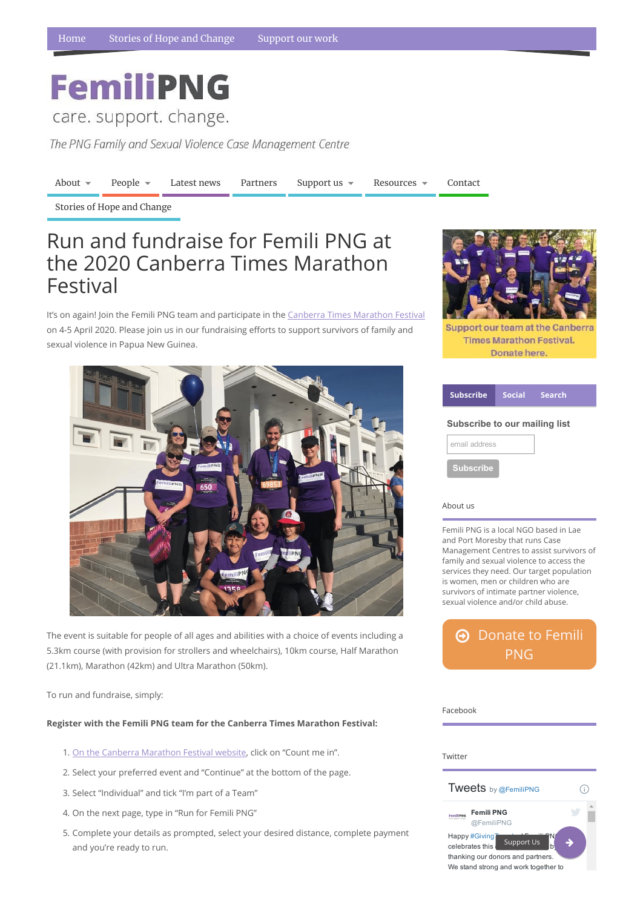Home | Stories of Hope and Change | Support our work

# FemiliPNG

care. support. change.

*The PNG Family and Sexual Violence Case Management Centre*

About | People | Latest news | Partners | Support us | Resources | Contact | Stories of Hope and Change

# Run and fundraise for Femili PNG at the 2020 Canberra Times Marathon Festival

It's on again! Join the Femili PNG team and participate in the Canberra Times Marathon Festival on 4-5 April 2020. Please join us in our fundraising efforts to support survivors of family and sexual violence in Papua New Guinea.

The event is suitable for people of all ages and abilities with a choice of events including a 5.3km course (with provision for strollers and wheelchairs), 10km course, Half Marathon (21.1km), Marathon (42km) and Ultra Marathon (50km).

To run and fundraise, simply:

**Register with the Femili PNG team for the Canberra Times Marathon Festival:**

1. On the Canberra Marathon Festival website, click on "Count me in".
2. Select your preferred event and "Continue" at the bottom of the page.
3. Select "Individual" and tick "I'm part of a Team"
4. On the next page, type in "Run for Femili PNG"
5. Complete your details as prompted, select your desired distance, complete payment and you're ready to run.

Support our team at the Canberra Times Marathon Festival. Donate here.

Subscribe | Social | Search

**Subscribe to our mailing list**

email address

Subscribe

About us

Femili PNG is a local NGO based in Lae and Port Moresby that runs Case Management Centres to assist survivors of family and sexual violence to access the services they need. Our target population is women, men or children who are survivors of intimate partner violence, sexual violence and/or child abuse.

Donate to Femili PNG

Facebook

Twitter

Tweets by @FemiliPNG

Femili PNG @FemiliPNG

Happy #Giving... celebrates this ... thanking our donors and partners. We stand strong and work together to

Support Us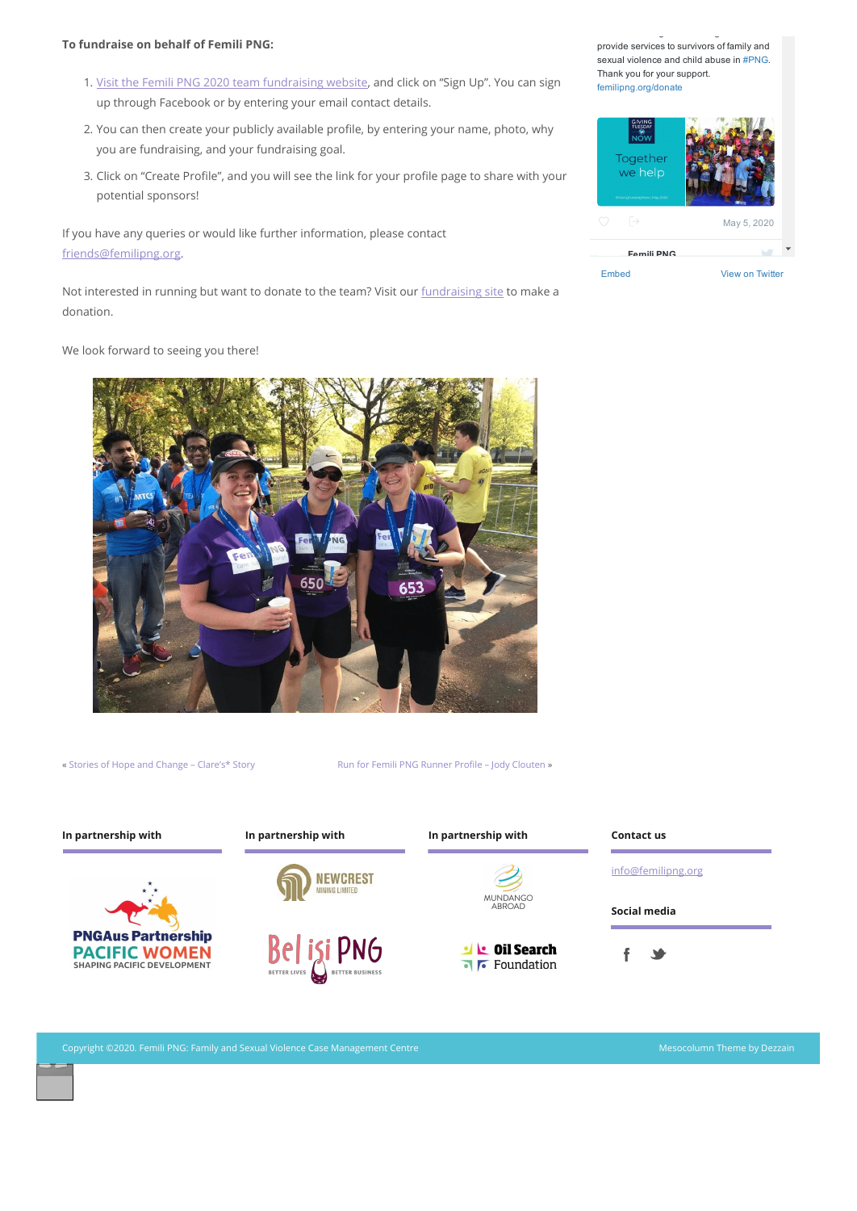**To fundraise on behalf of Femili PNG:**

1. Visit the Femili PNG 2020 team fundraising website, and click on "Sign Up". You can sign up through Facebook or by entering your email contact details.
2. You can then create your publicly available profile, by entering your name, photo, why you are fundraising, and your fundraising goal.
3. Click on "Create Profile", and you will see the link for your profile page to share with your potential sponsors!

If you have any queries or would like further information, please contact friends@femilipng.org.

Not interested in running but want to donate to the team? Visit our fundraising site to make a donation.

We look forward to seeing you there!

provide services to survivors of family and sexual violence and child abuse in #PNG. Thank you for your support. femilipng.org/donate

May 5, 2020

Embed View on Twitter

« Stories of Hope and Change – Clare's* Story

Run for Femili PNG Runner Profile – Jody Clouten »

**In partnership with**

PNGAus Partnership PACIFIC WOMEN SHAPING PACIFIC DEVELOPMENT

**In partnership with**

NEWCREST MINING LIMITED

Bel isi PNG BETTER LIVES BETTER BUSINESS

**In partnership with**

MUNDANGO ABROAD

Oil Search Foundation

**Contact us**

info@femilipng.org

**Social media**

Copyright ©2020. Femili PNG: Family and Sexual Violence Case Management Centre

Mesocolumn Theme by Dezzain